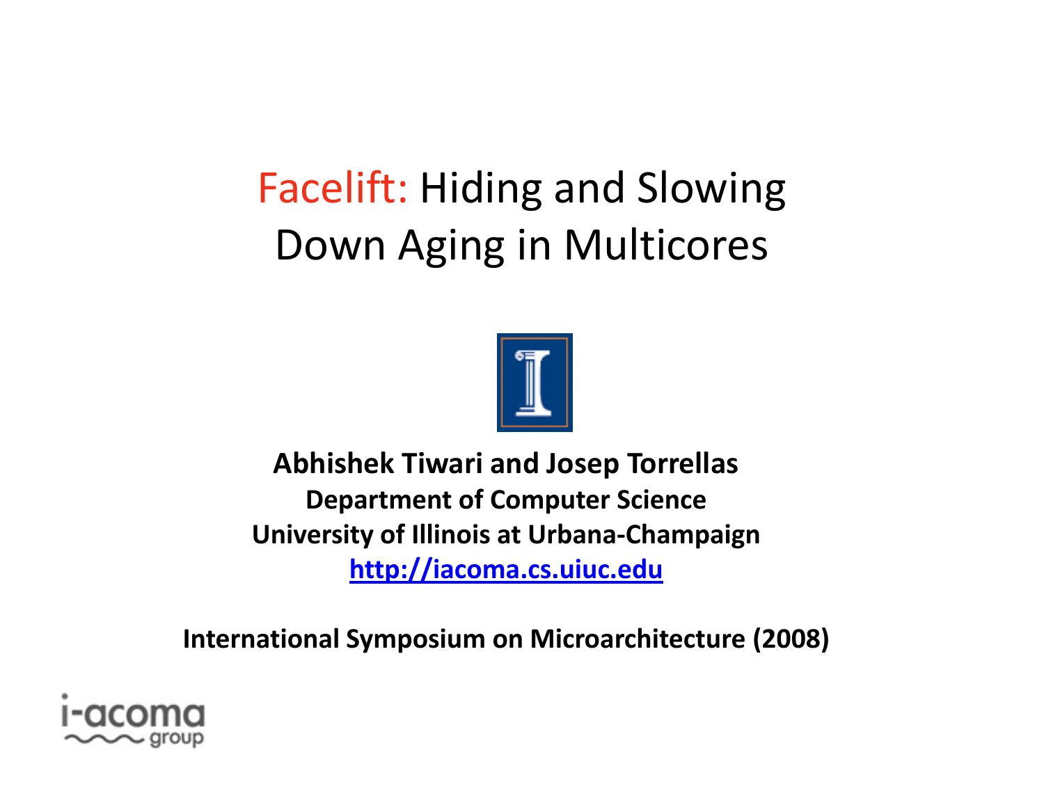# Facelift: Hiding and Slowing Down Aging in Multicores

**Abhishek Tiwari and Josep Torrellas**
**Department of Computer Science**
**University of Illinois at Urbana-Champaign**
**http://iacoma.cs.uiuc.edu**

**International Symposium on Microarchitecture (2008)**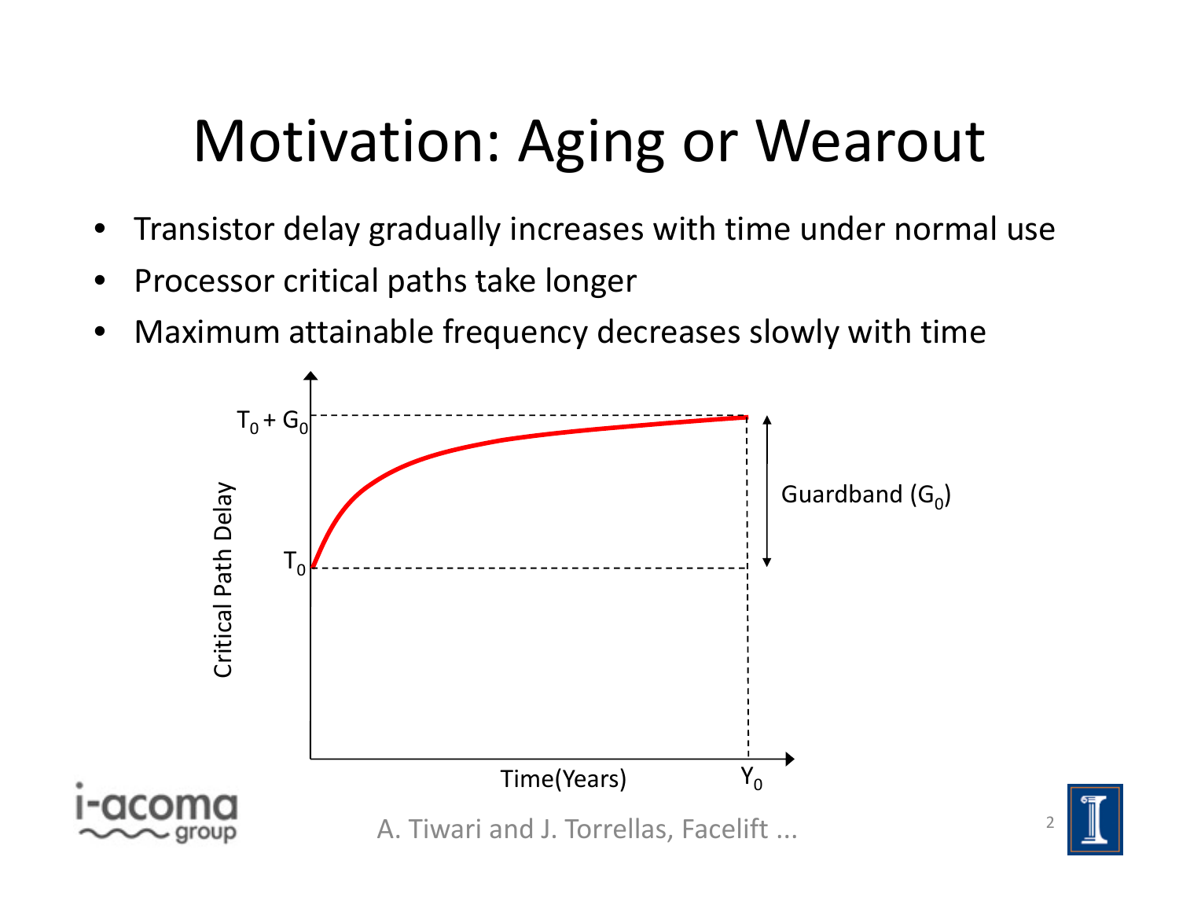# Motivation: Aging or Wearout

- Transistor delay gradually increases with time under normal use
- Processor critical paths take longer
- Maximum attainable frequency decreases slowly with time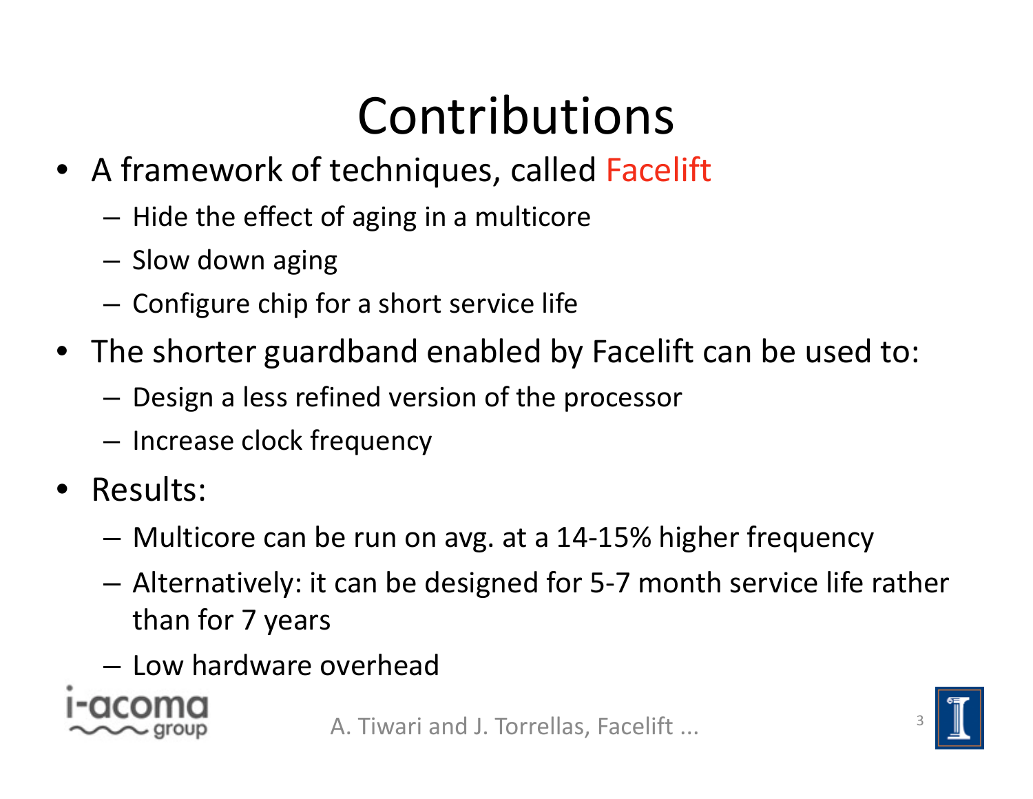# Contributions

- A framework of techniques, called Facelift
  - Hide the effect of aging in a multicore
  - Slow down aging
  - Configure chip for a short service life
- The shorter guardband enabled by Facelift can be used to:
  - Design a less refined version of the processor
  - Increase clock frequency
- Results:
  - Multicore can be run on avg. at a 14-15% higher frequency
  - Alternatively: it can be designed for 5-7 month service life rather than for 7 years
  - Low hardware overhead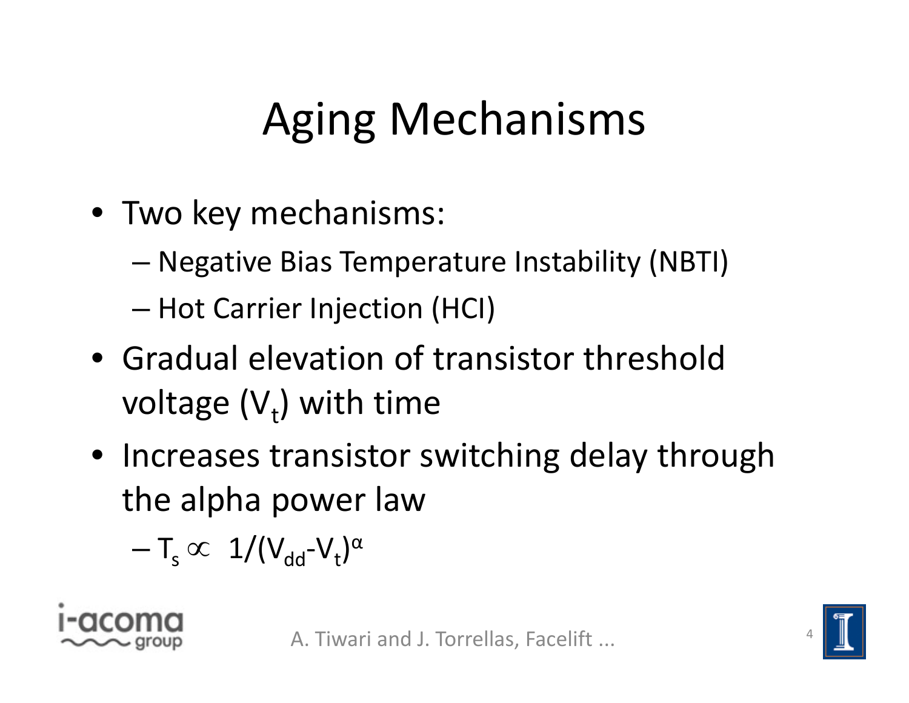# Aging Mechanisms

- Two key mechanisms:
  - Negative Bias Temperature Instability (NBTI)
  - Hot Carrier Injection (HCI)
- Gradual elevation of transistor threshold voltage ($V_t$) with time
- Increases transistor switching delay through the alpha power law
  - $T_s \propto 1/(V_{dd}-V_t)^{\alpha}$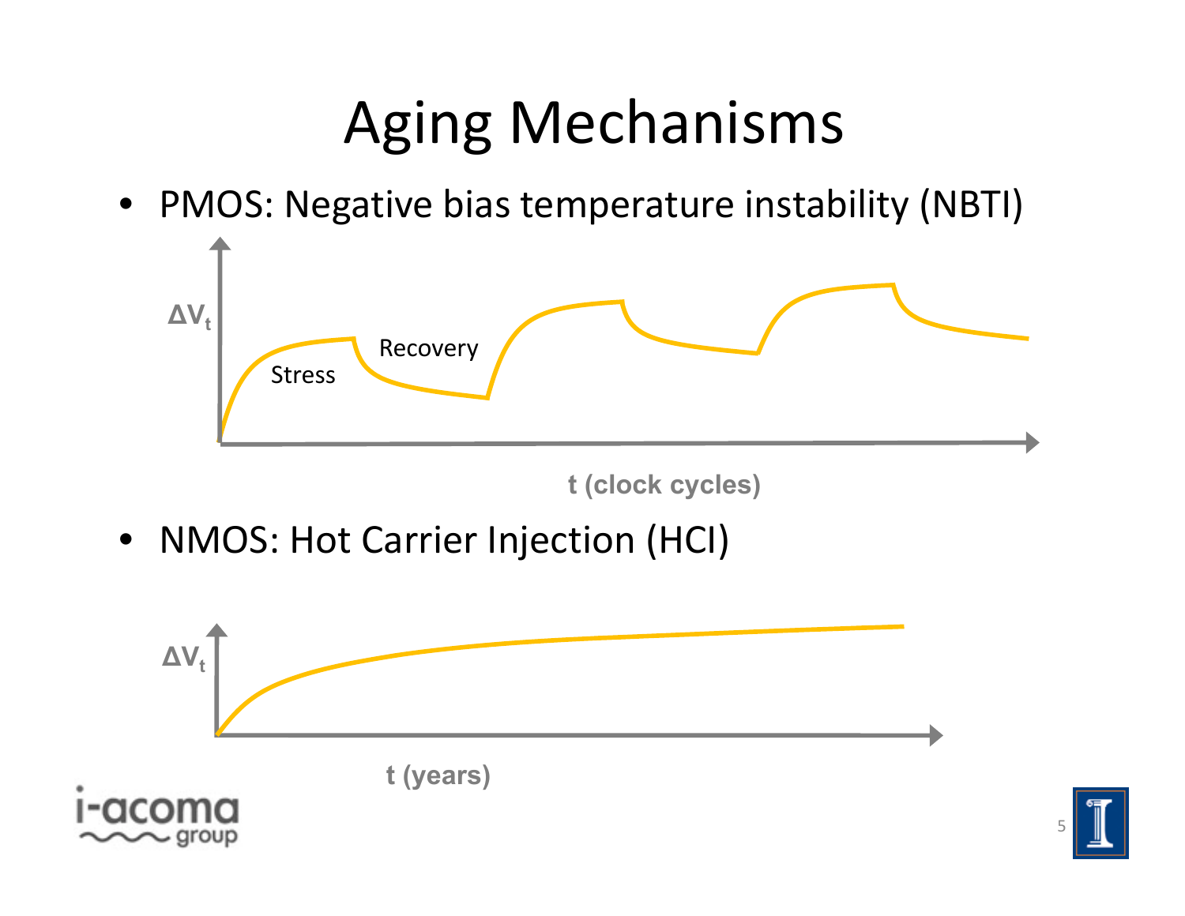# Aging Mechanisms

- PMOS: Negative bias temperature instability (NBTI)

$\Delta V_t$

Stress

Recovery

t (clock cycles)

- NMOS: Hot Carrier Injection (HCI)

$\Delta V_t$

t (years)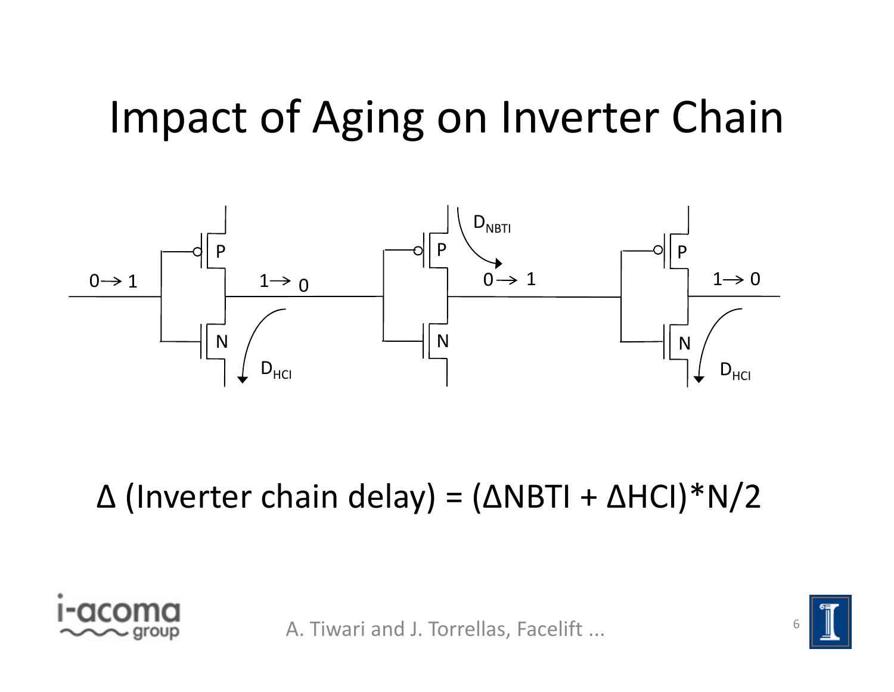# Impact of Aging on Inverter Chain

$0 \rightarrow 1$ $1 \rightarrow 0$ $0 \rightarrow 1$ $1 \rightarrow 0$

$D_{NBTI}$ $D_{HCI}$ $D_{HCI}$

$$\Delta \text{ (Inverter chain delay)} = (\Delta NBTI + \Delta HCI) * N/2$$

A. Tiwari and J. Torrellas, Facelift ...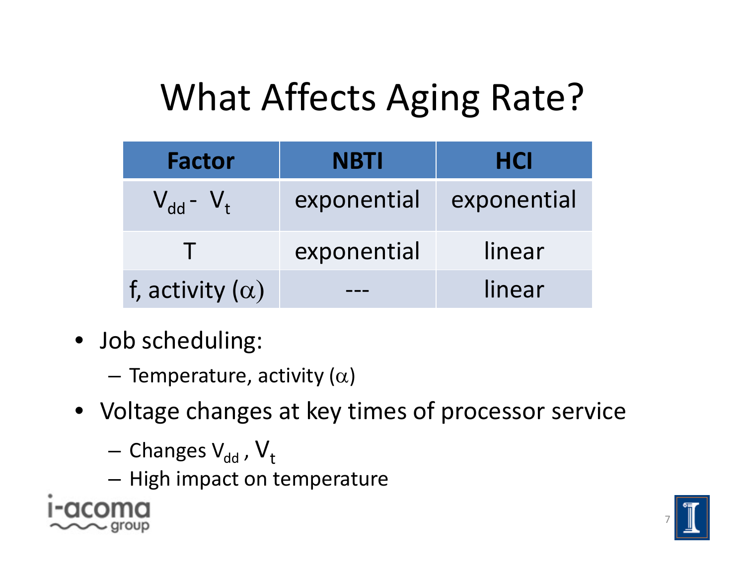# What Affects Aging Rate?

| Factor | NBTI | HCI |
| --- | --- | --- |
| $V_{dd}$ - $V_t$ | exponential | exponential |
| T | exponential | linear |
| f, activity ($\alpha$) | --- | linear |

- Job scheduling:
  - Temperature, activity ($\alpha$)
- Voltage changes at key times of processor service
  - Changes $V_{dd}$ , $V_t$
  - High impact on temperature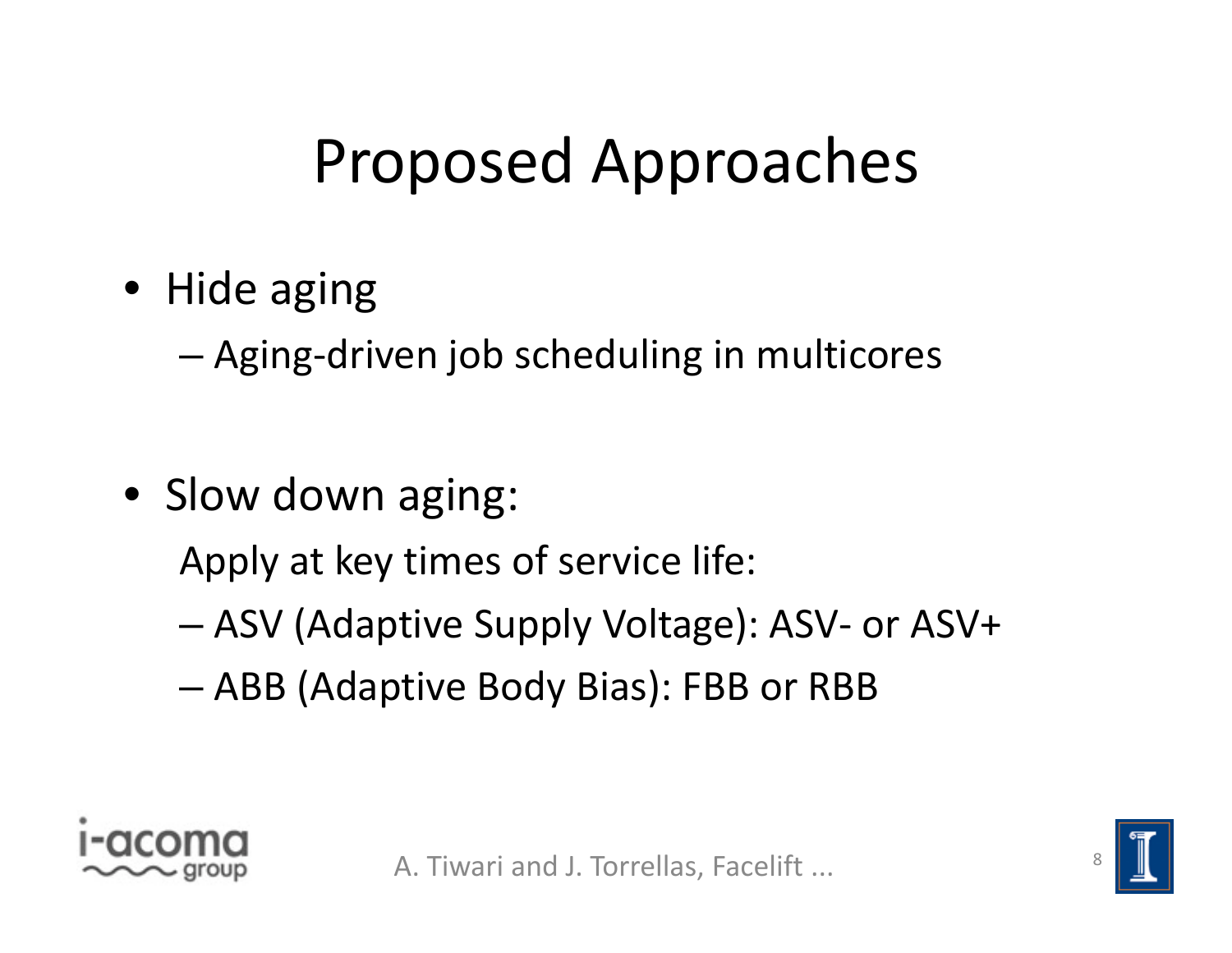# Proposed Approaches

- Hide aging
  - Aging-driven job scheduling in multicores

- Slow down aging:

  Apply at key times of service life:

  - ASV (Adaptive Supply Voltage): ASV- or ASV+
  - ABB (Adaptive Body Bias): FBB or RBB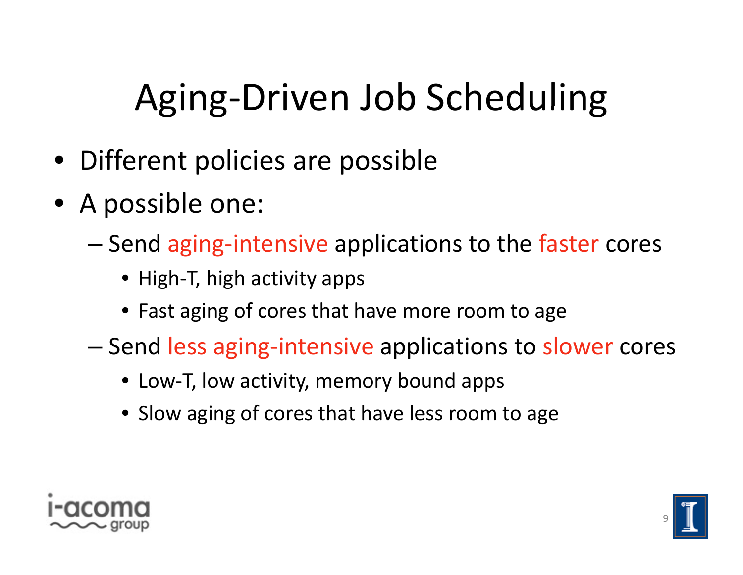# Aging-Driven Job Scheduling

- Different policies are possible
- A possible one:
  - Send aging-intensive applications to the faster cores
    - High-T, high activity apps
    - Fast aging of cores that have more room to age
  - Send less aging-intensive applications to slower cores
    - Low-T, low activity, memory bound apps
    - Slow aging of cores that have less room to age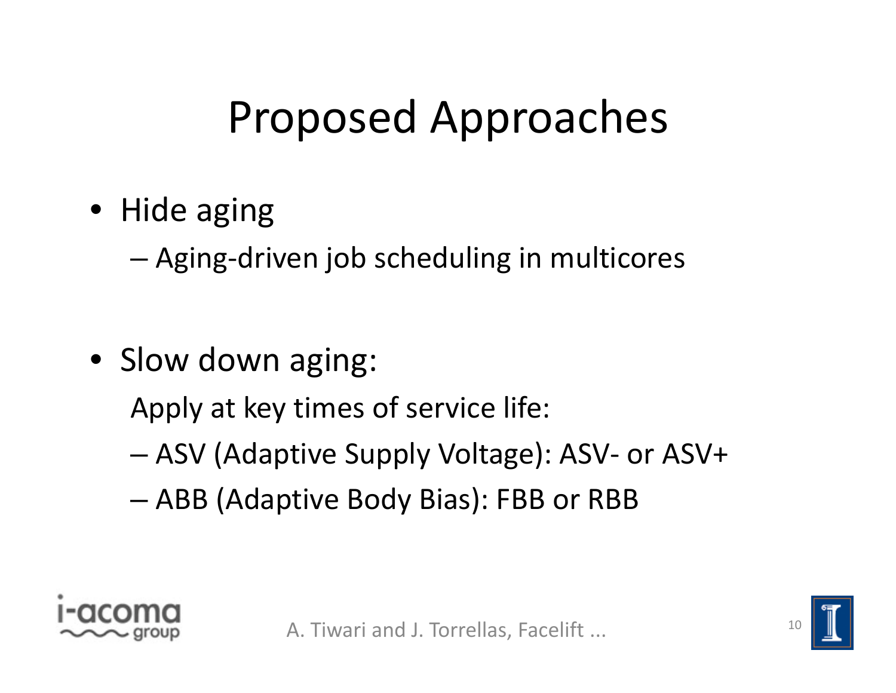# Proposed Approaches

- Hide aging
  - Aging-driven job scheduling in multicores

- Slow down aging:

  Apply at key times of service life:

  - ASV (Adaptive Supply Voltage): ASV- or ASV+
  - ABB (Adaptive Body Bias): FBB or RBB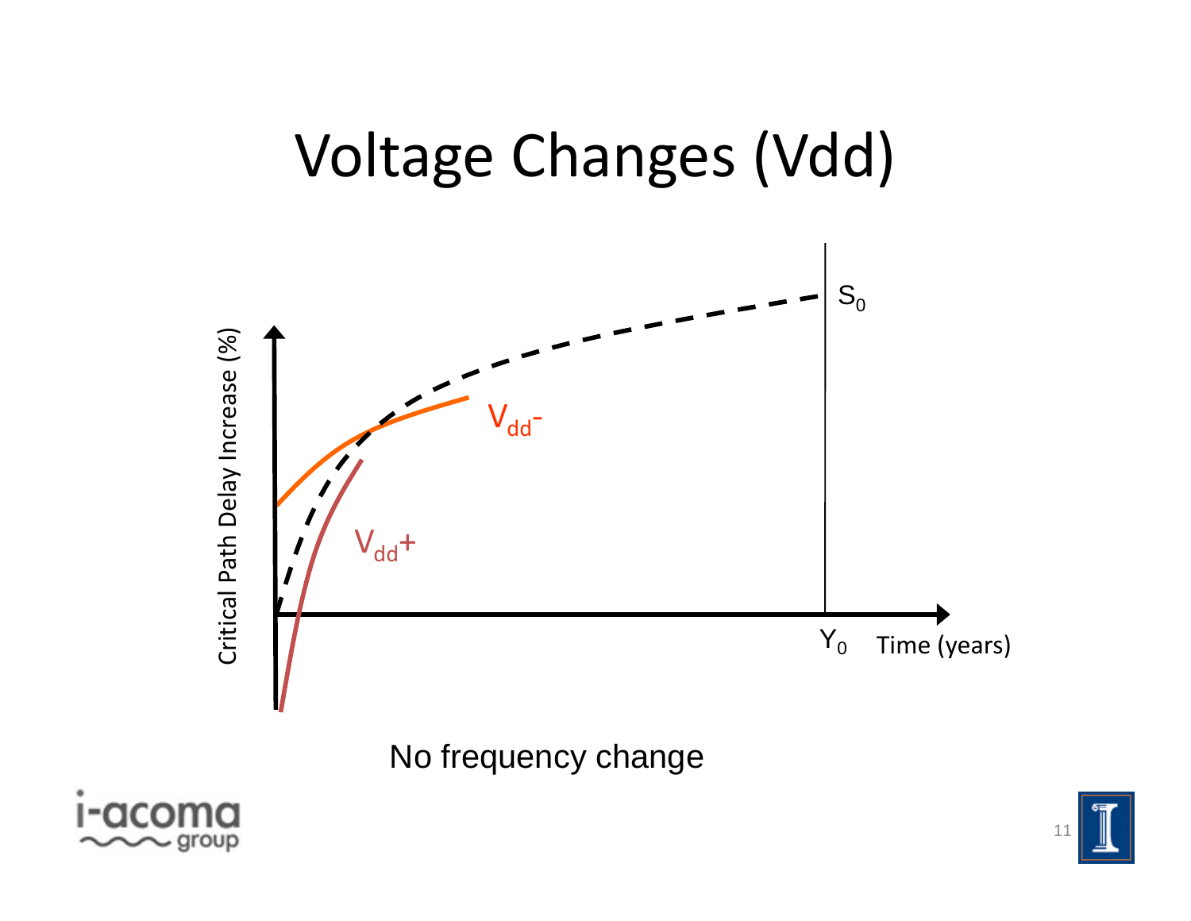# Voltage Changes (Vdd)

Critical Path Delay Increase (%)

$S_0$

$V_{dd}^-$

$V_{dd}+$

$Y_0$ Time (years)

No frequency change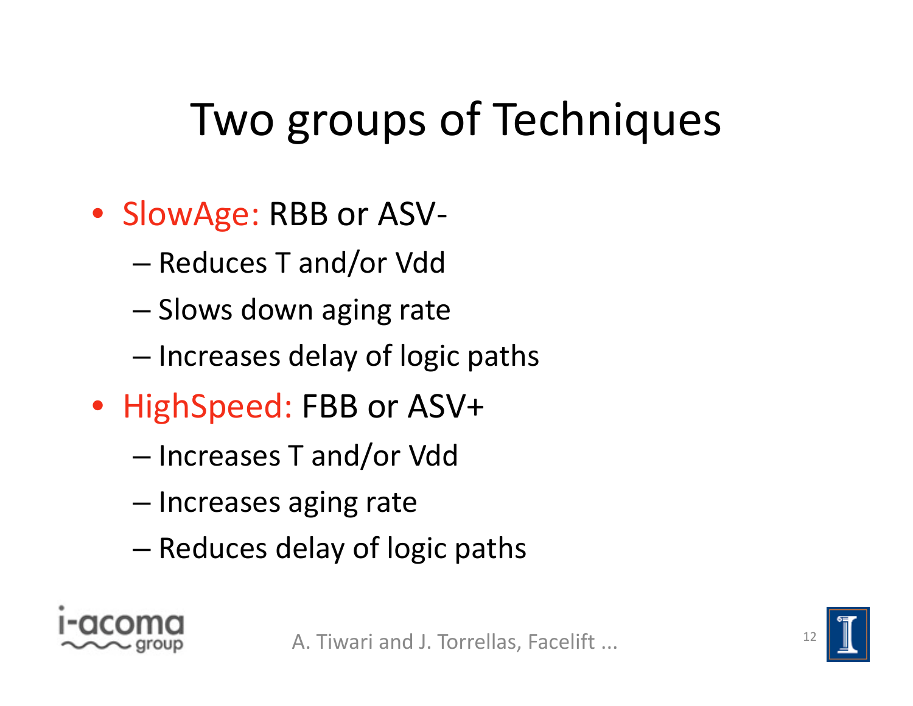# Two groups of Techniques

- SlowAge: RBB or ASV-
  - Reduces T and/or Vdd
  - Slows down aging rate
  - Increases delay of logic paths
- HighSpeed: FBB or ASV+
  - Increases T and/or Vdd
  - Increases aging rate
  - Reduces delay of logic paths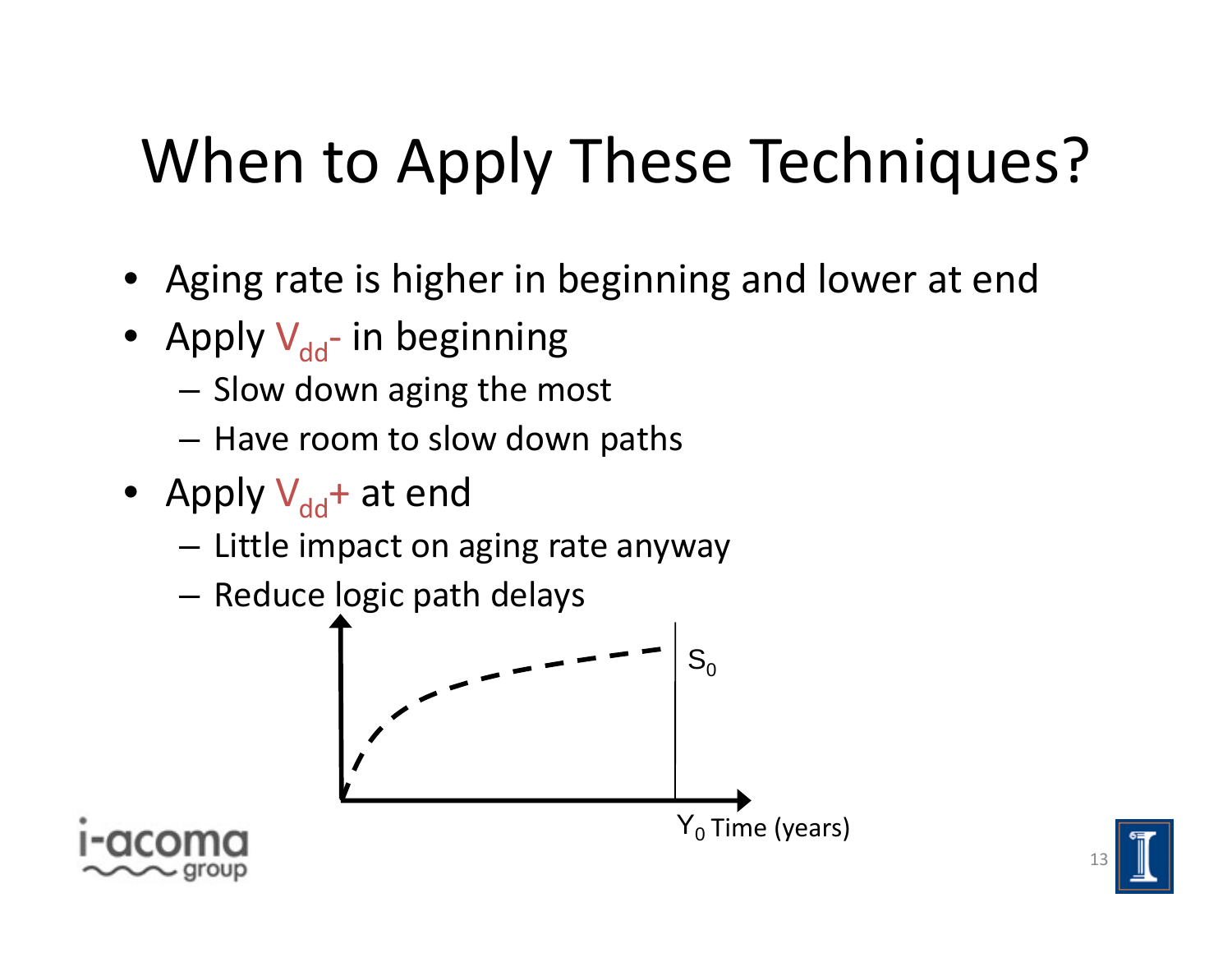# When to Apply These Techniques?

- Aging rate is higher in beginning and lower at end
- Apply $V_{dd}$- in beginning
  - Slow down aging the most
  - Have room to slow down paths
- Apply $V_{dd}$+ at end
  - Little impact on aging rate anyway
  - Reduce logic path delays

$S_0$

$Y_0$ Time (years)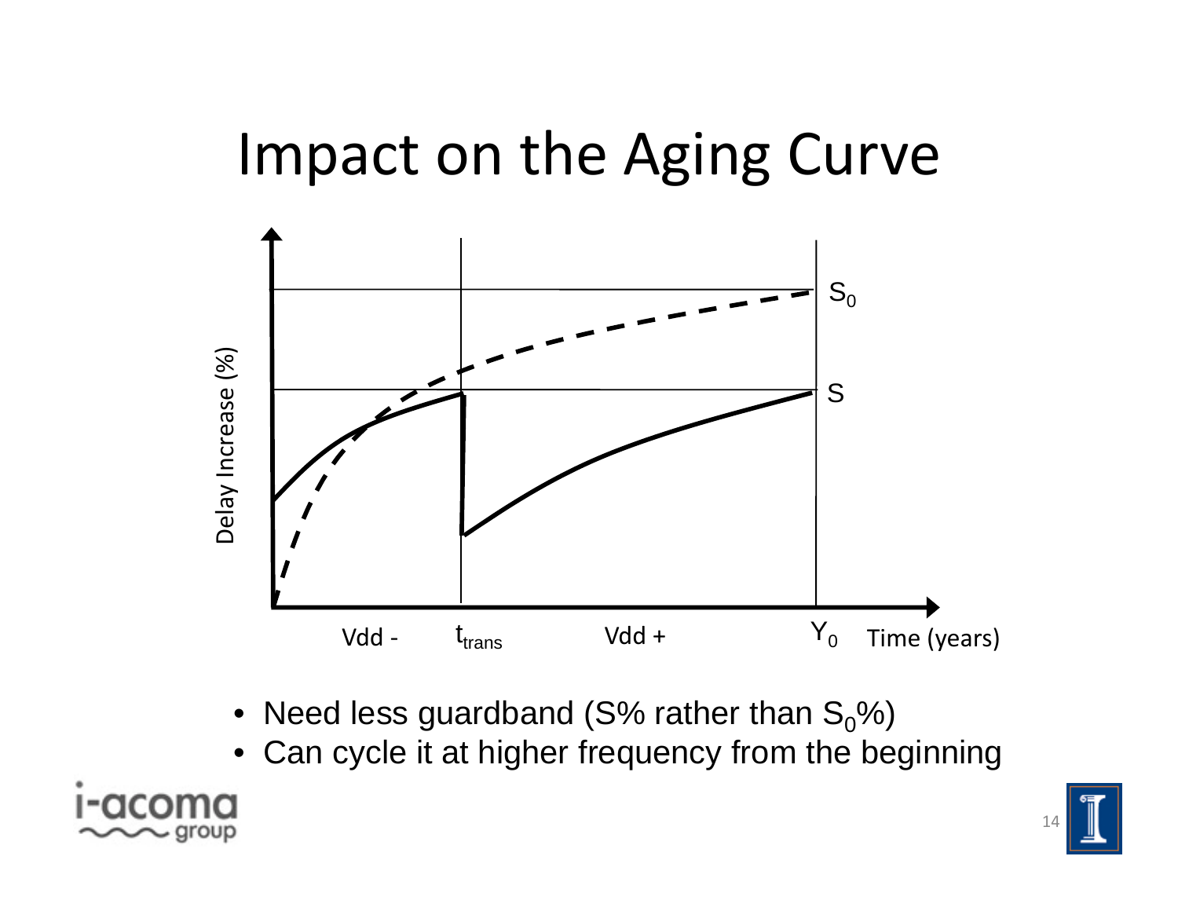# Impact on the Aging Curve

- Need less guardband ($S$% rather than $S_0$%)
- Can cycle it at higher frequency from the beginning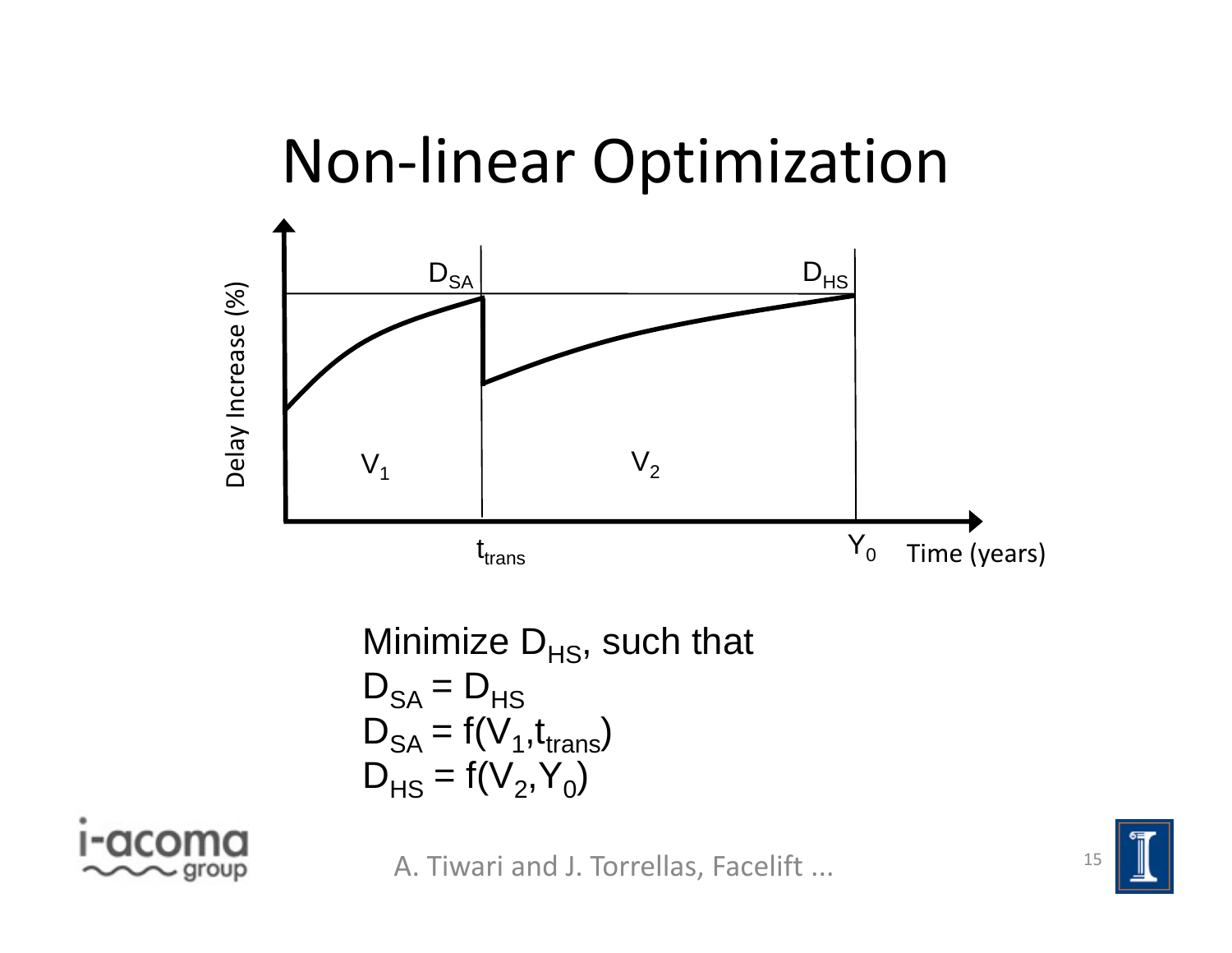# Non-linear Optimization

Minimize $D_{HS}$, such that

$D_{SA} = D_{HS}$

$D_{SA} = f(V_1, t_{trans})$

$D_{HS} = f(V_2, Y_0)$

A. Tiwari and J. Torrellas, Facelift ...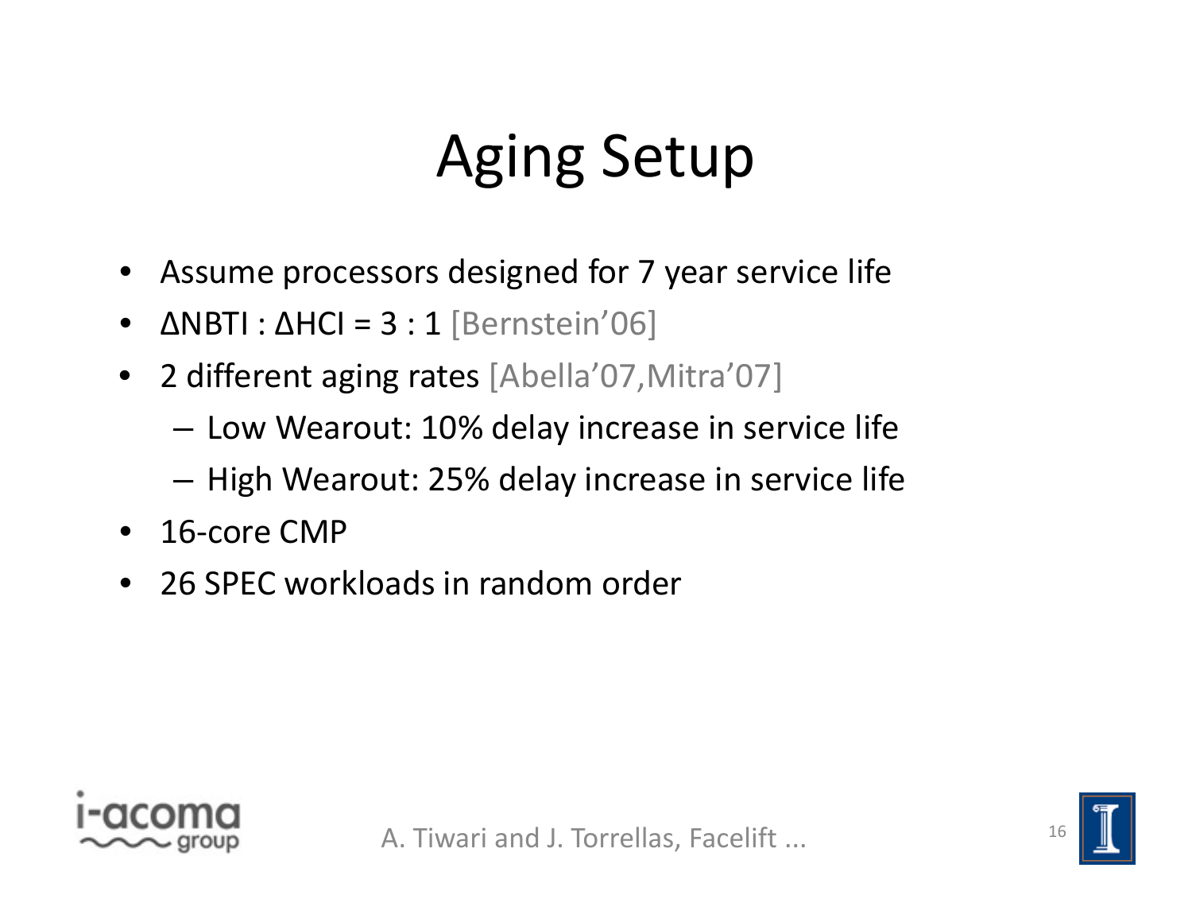# Aging Setup

- Assume processors designed for 7 year service life
- ΔNBTI : ΔHCI = 3 : 1 [Bernstein'06]
- 2 different aging rates [Abella'07,Mitra'07]
  - Low Wearout: 10% delay increase in service life
  - High Wearout: 25% delay increase in service life
- 16-core CMP
- 26 SPEC workloads in random order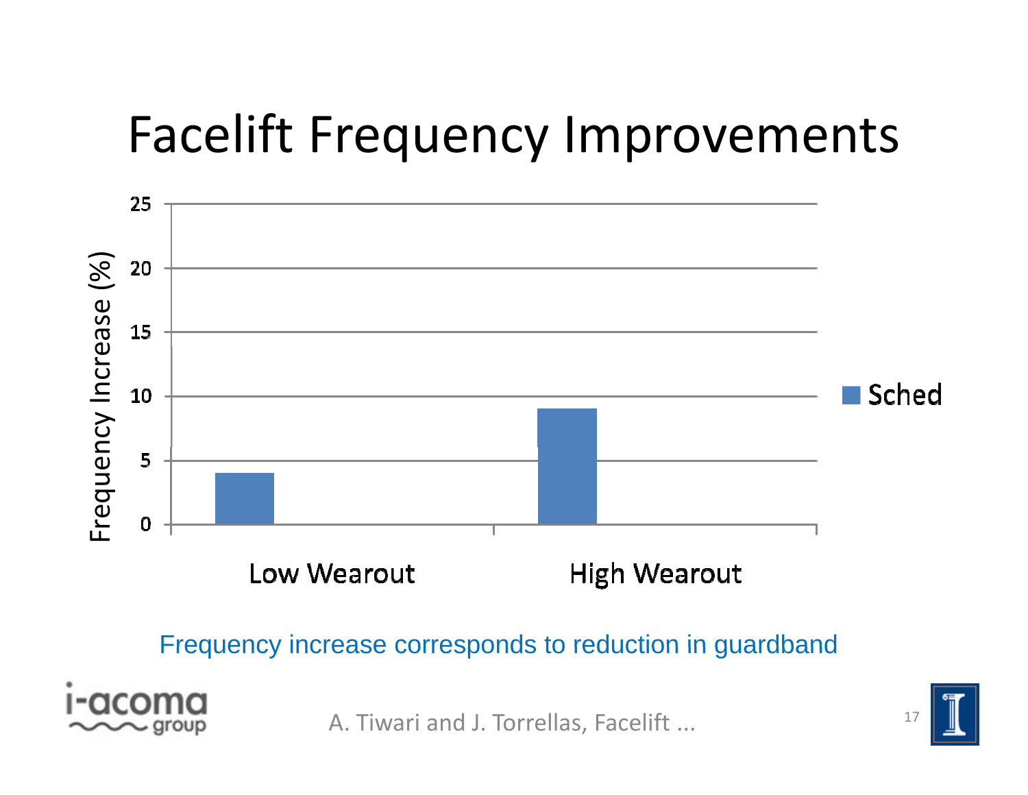# Facelift Frequency Improvements

| | Sched |
|---|---|
| Low Wearout | 4 |
| High Wearout | 9 |

Frequency Increase (%)

Frequency increase corresponds to reduction in guardband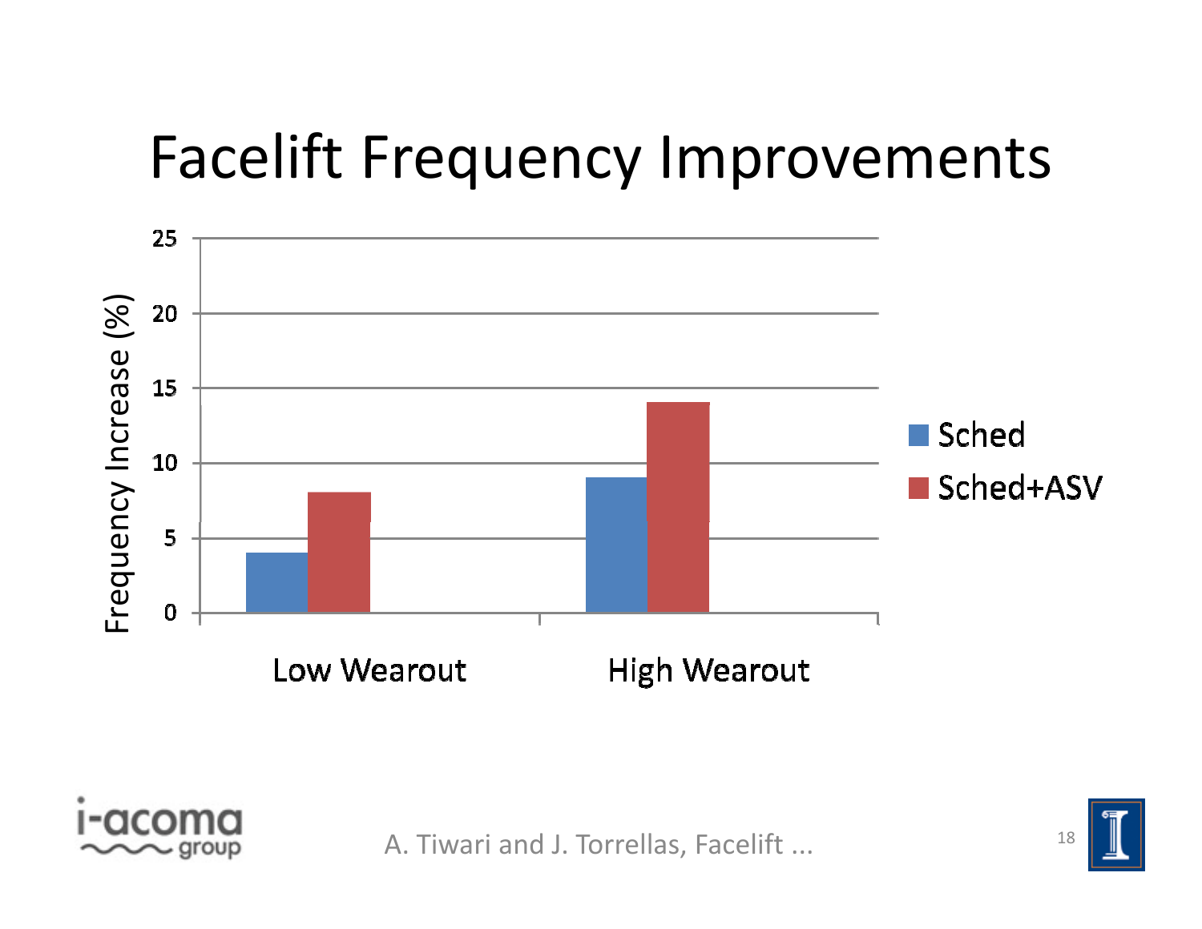# Facelift Frequency Improvements

| | Sched | Sched+ASV |
|---|---|---|
| Low Wearout | 4 | 8 |
| High Wearout | 9 | 14 |

Frequency Increase (%)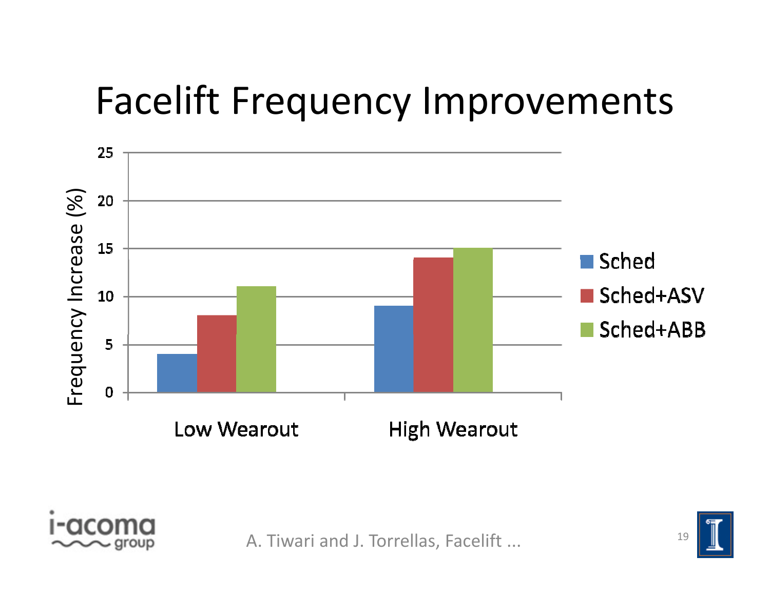# Facelift Frequency Improvements

| | Sched | Sched+ASV | Sched+ABB |
|---|---|---|---|
| Low Wearout | 4 | 8 | 11 |
| High Wearout | 9 | 14 | 15 |

Frequency Increase (%)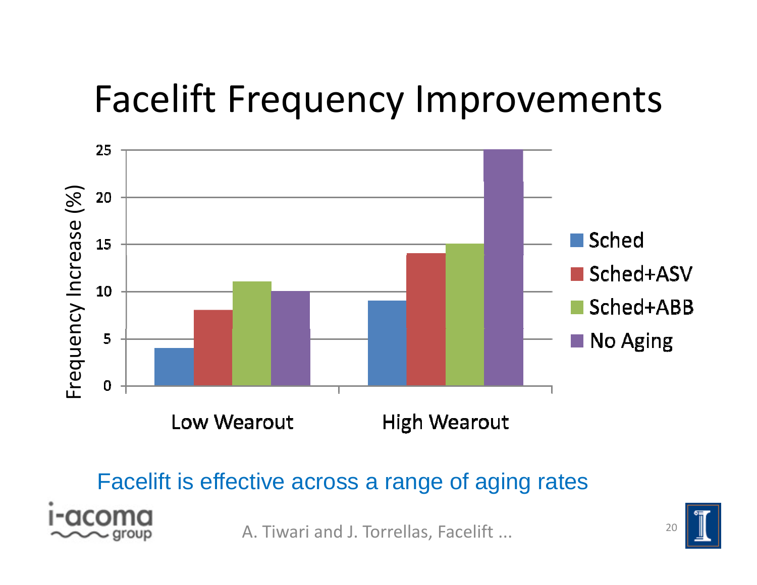# Facelift Frequency Improvements

| | Sched | Sched+ASV | Sched+ABB | No Aging |
|---|---|---|---|---|
| Low Wearout | 4 | 8 | 11 | 10 |
| High Wearout | 9 | 14 | 15 | 25 |

Frequency Increase (%)

Facelift is effective across a range of aging rates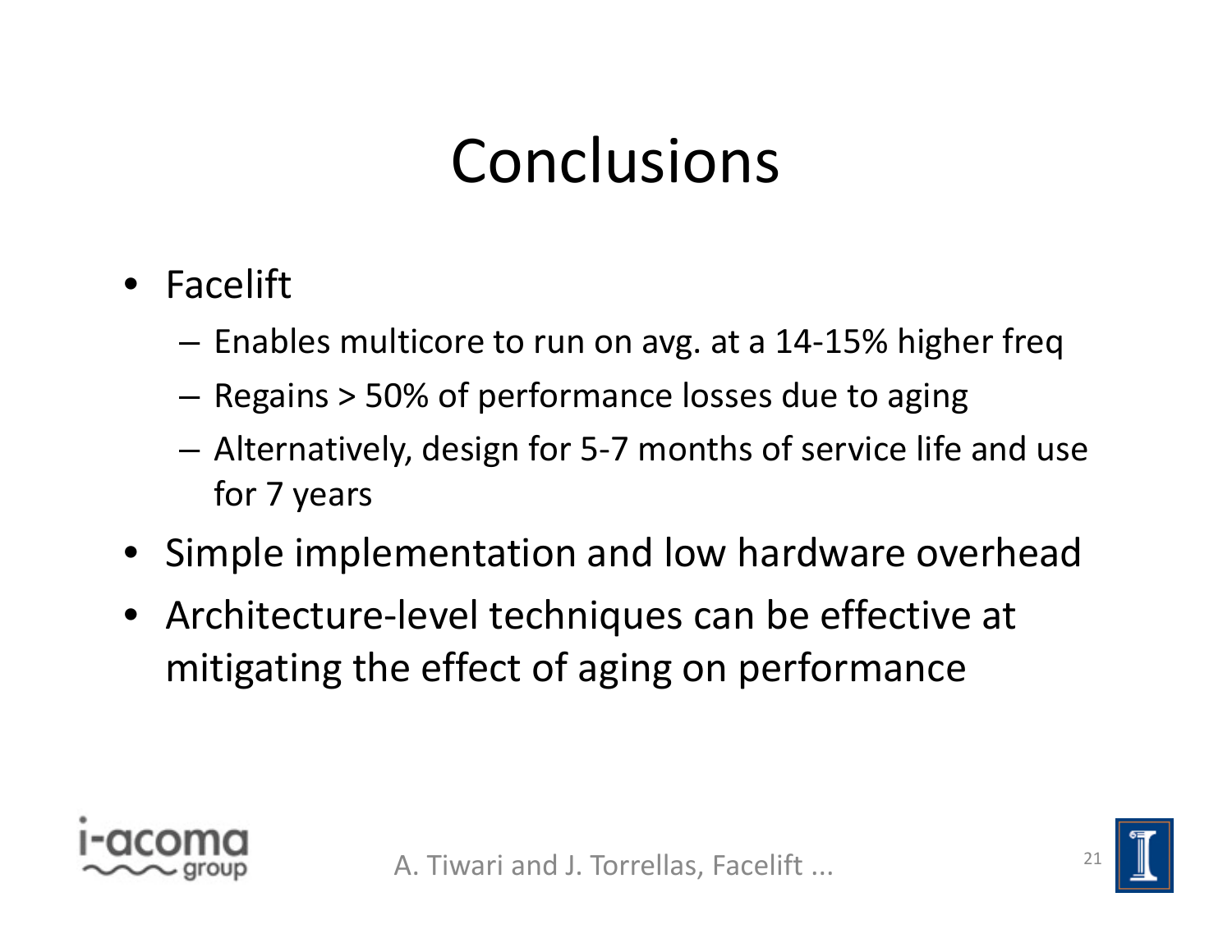# Conclusions

- Facelift
  - Enables multicore to run on avg. at a 14-15% higher freq
  - Regains > 50% of performance losses due to aging
  - Alternatively, design for 5-7 months of service life and use for 7 years
- Simple implementation and low hardware overhead
- Architecture-level techniques can be effective at mitigating the effect of aging on performance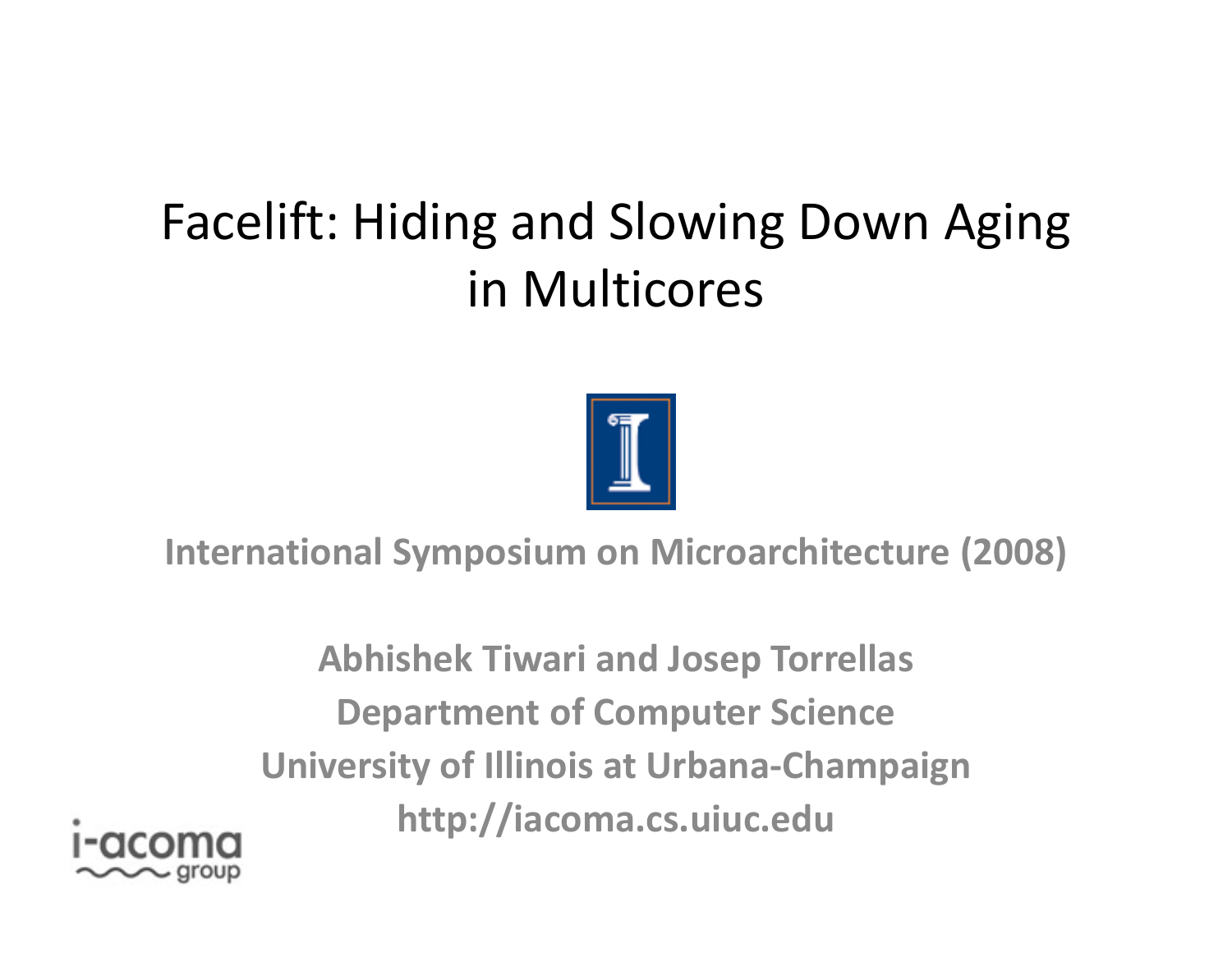# Facelift: Hiding and Slowing Down Aging in Multicores

**International Symposium on Microarchitecture (2008)**

**Abhishek Tiwari and Josep Torrellas**
**Department of Computer Science**
**University of Illinois at Urbana-Champaign**
**http://iacoma.cs.uiuc.edu**

i-acoma group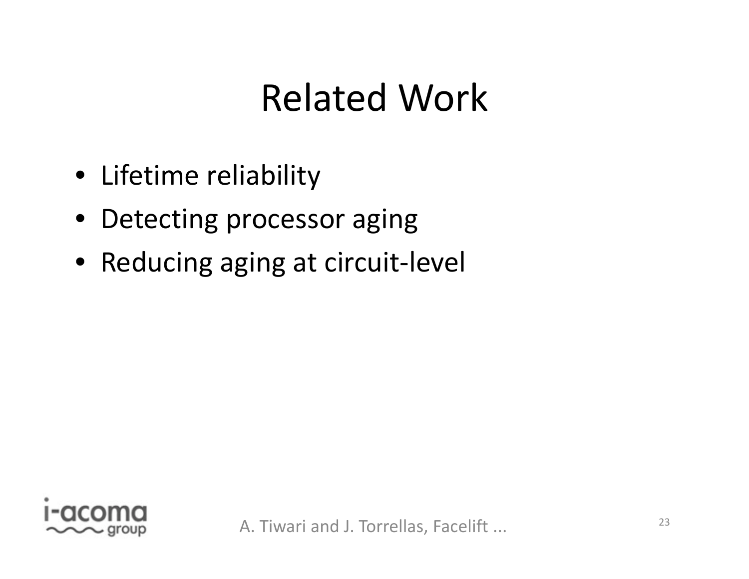# Related Work

- Lifetime reliability
- Detecting processor aging
- Reducing aging at circuit-level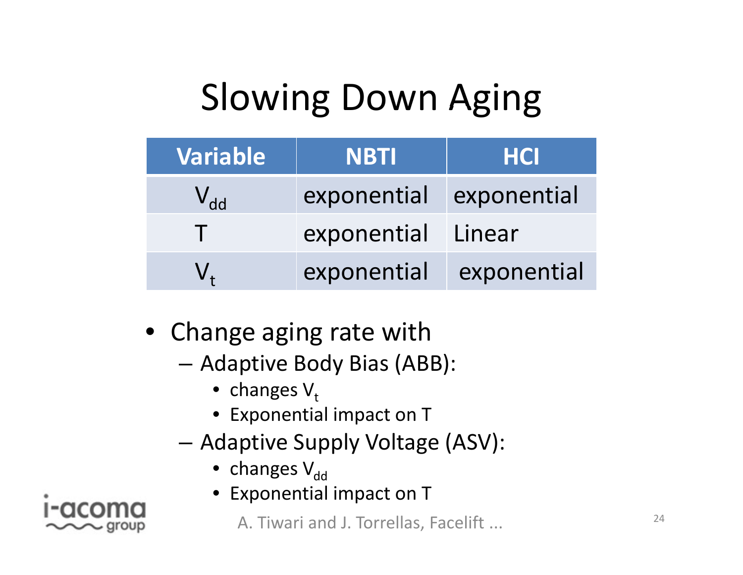# Slowing Down Aging

| Variable | NBTI | HCI |
| --- | --- | --- |
| $V_{dd}$ | exponential | exponential |
| T | exponential | Linear |
| $V_t$ | exponential | exponential |

- Change aging rate with
  - Adaptive Body Bias (ABB):
    - changes $V_t$
    - Exponential impact on T
  - Adaptive Supply Voltage (ASV):
    - changes $V_{dd}$
    - Exponential impact on T

A. Tiwari and J. Torrellas, Facelift ...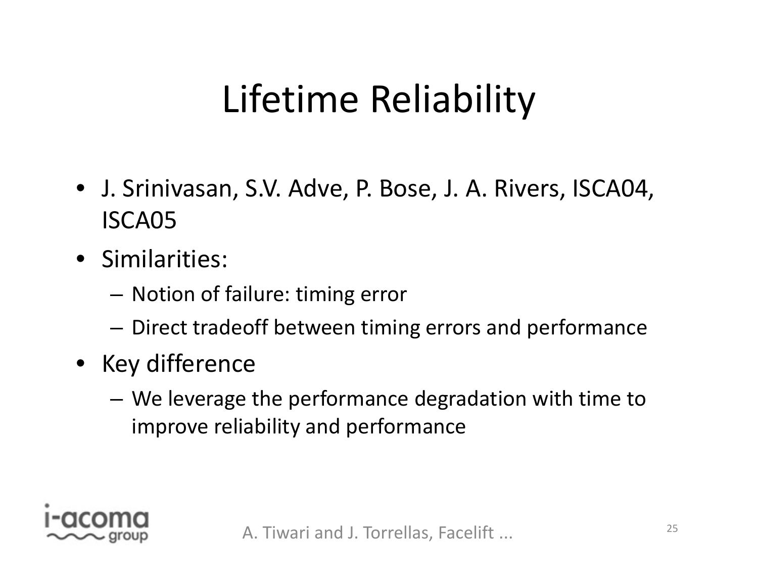# Lifetime Reliability

- J. Srinivasan, S.V. Adve, P. Bose, J. A. Rivers, ISCA04, ISCA05
- Similarities:
  - Notion of failure: timing error
  - Direct tradeoff between timing errors and performance
- Key difference
  - We leverage the performance degradation with time to improve reliability and performance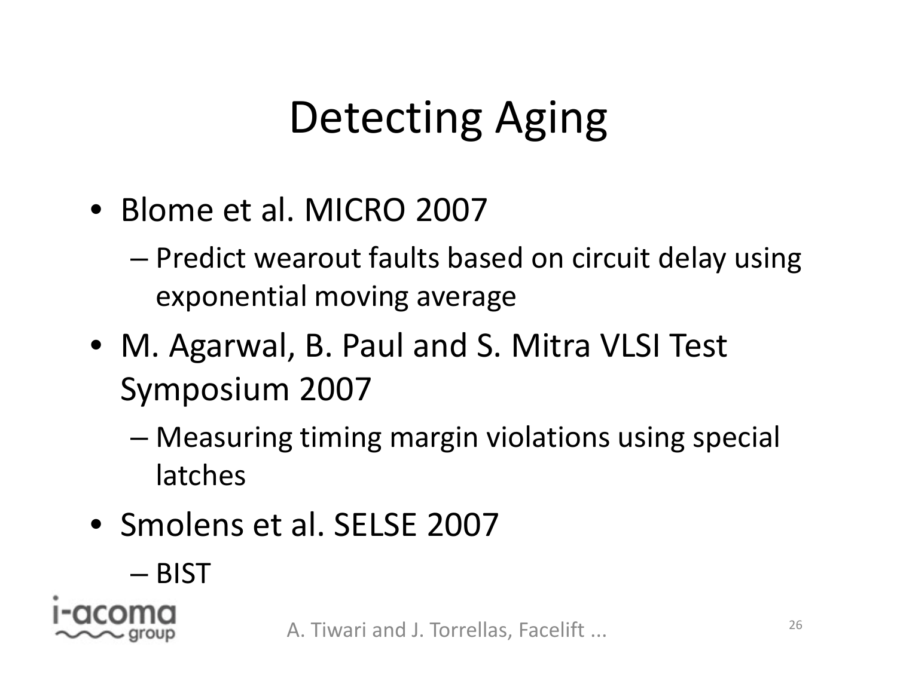# Detecting Aging

- Blome et al. MICRO 2007
  - Predict wearout faults based on circuit delay using exponential moving average
- M. Agarwal, B. Paul and S. Mitra VLSI Test Symposium 2007
  - Measuring timing margin violations using special latches
- Smolens et al. SELSE 2007
  - BIST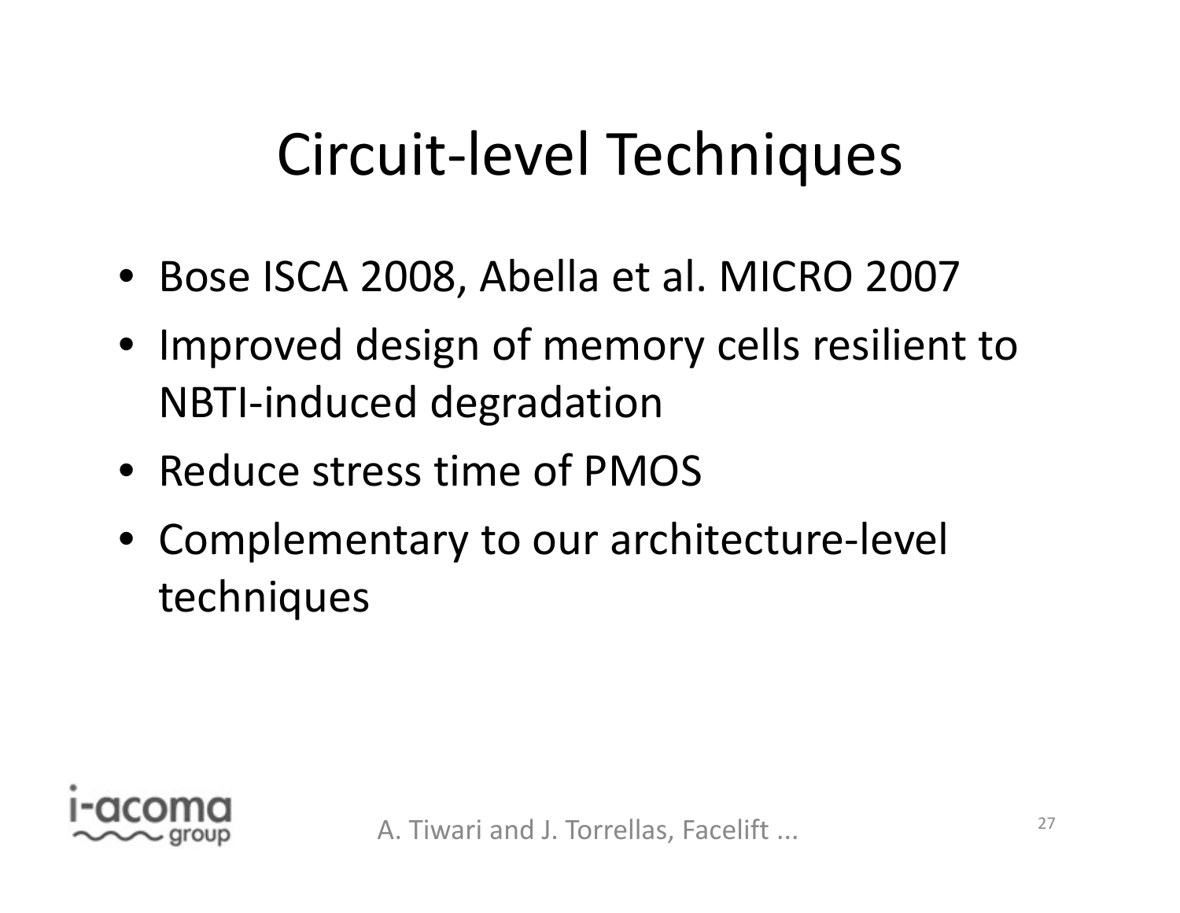# Circuit-level Techniques

- Bose ISCA 2008, Abella et al. MICRO 2007
- Improved design of memory cells resilient to NBTI-induced degradation
- Reduce stress time of PMOS
- Complementary to our architecture-level techniques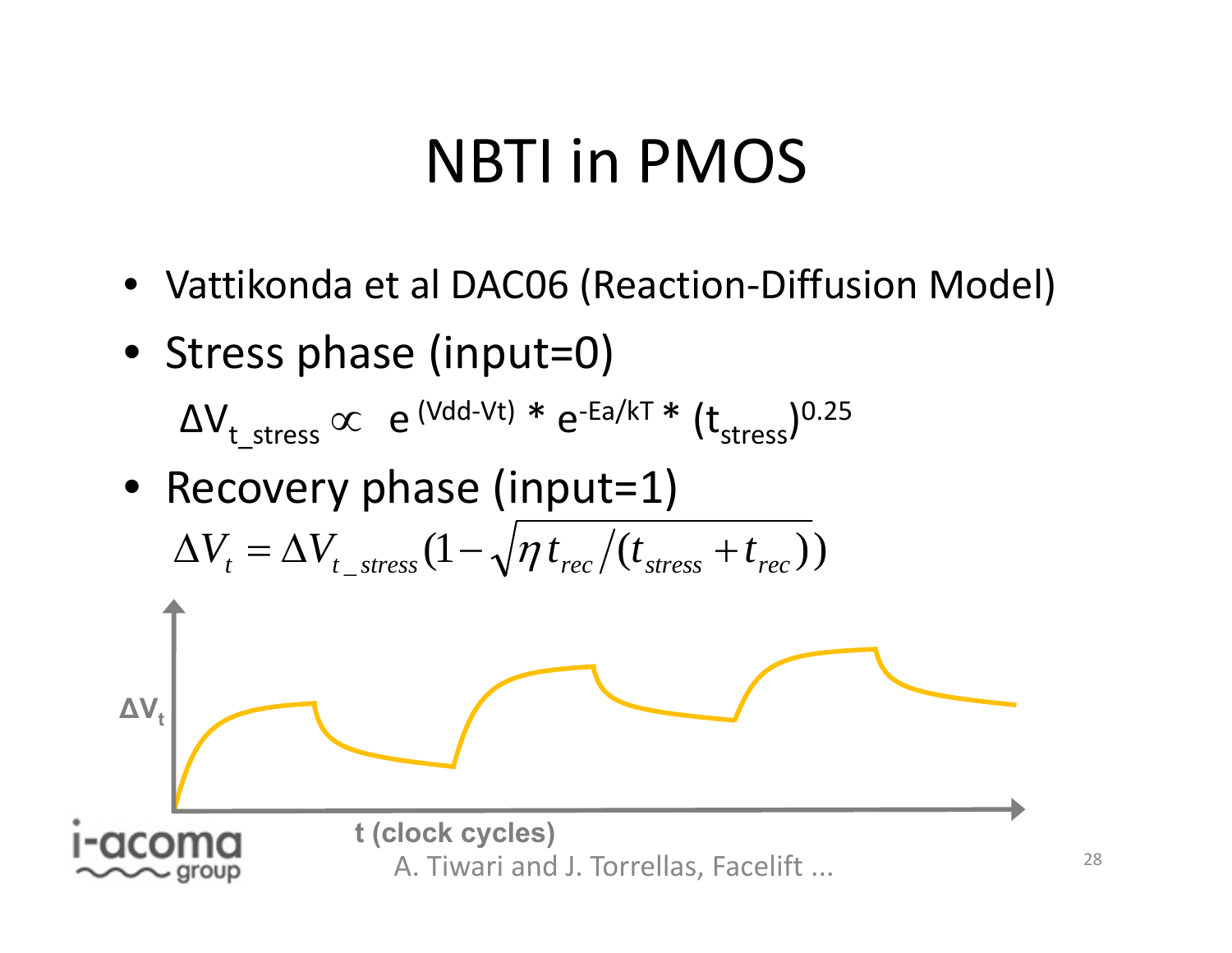# NBTI in PMOS

- Vattikonda et al DAC06 (Reaction-Diffusion Model)
- Stress phase (input=0)

$$\Delta V_{t\_stress} \propto e^{(Vdd-Vt)} * e^{-Ea/kT} * (t_{stress})^{0.25}$$

- Recovery phase (input=1)

$$\Delta V_t = \Delta V_{t\_stress}(1 - \sqrt{\eta\, t_{rec} / (t_{stress} + t_{rec})})$$

$\Delta V_t$

t (clock cycles)

A. Tiwari and J. Torrellas, Facelift ...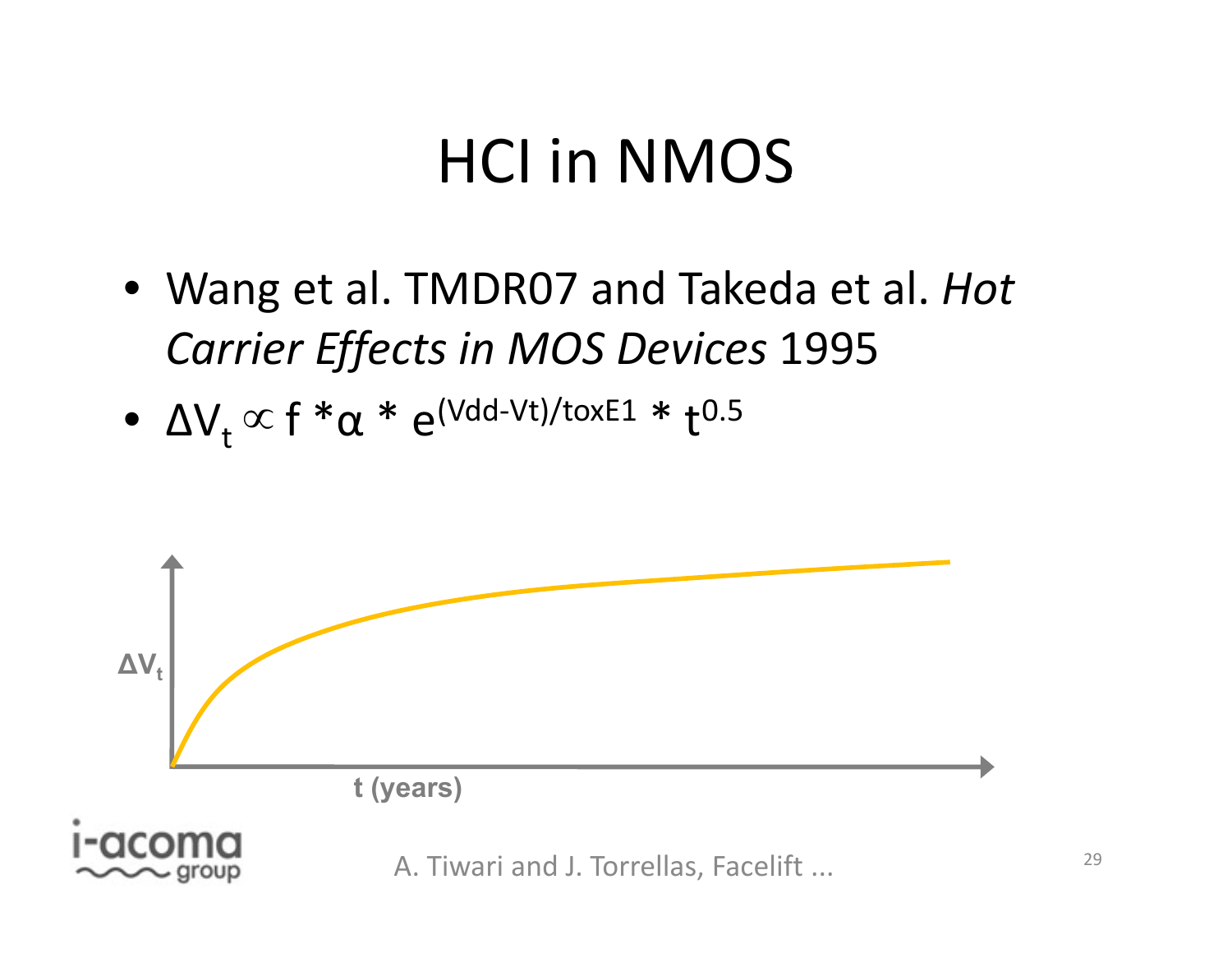# HCI in NMOS

- Wang et al. TMDR07 and Takeda et al. *Hot Carrier Effects in MOS Devices* 1995
- $\Delta V_t \propto f * \alpha * e^{(Vdd-Vt)/toxE1} * t^{0.5}$

$\Delta V_t$

t (years)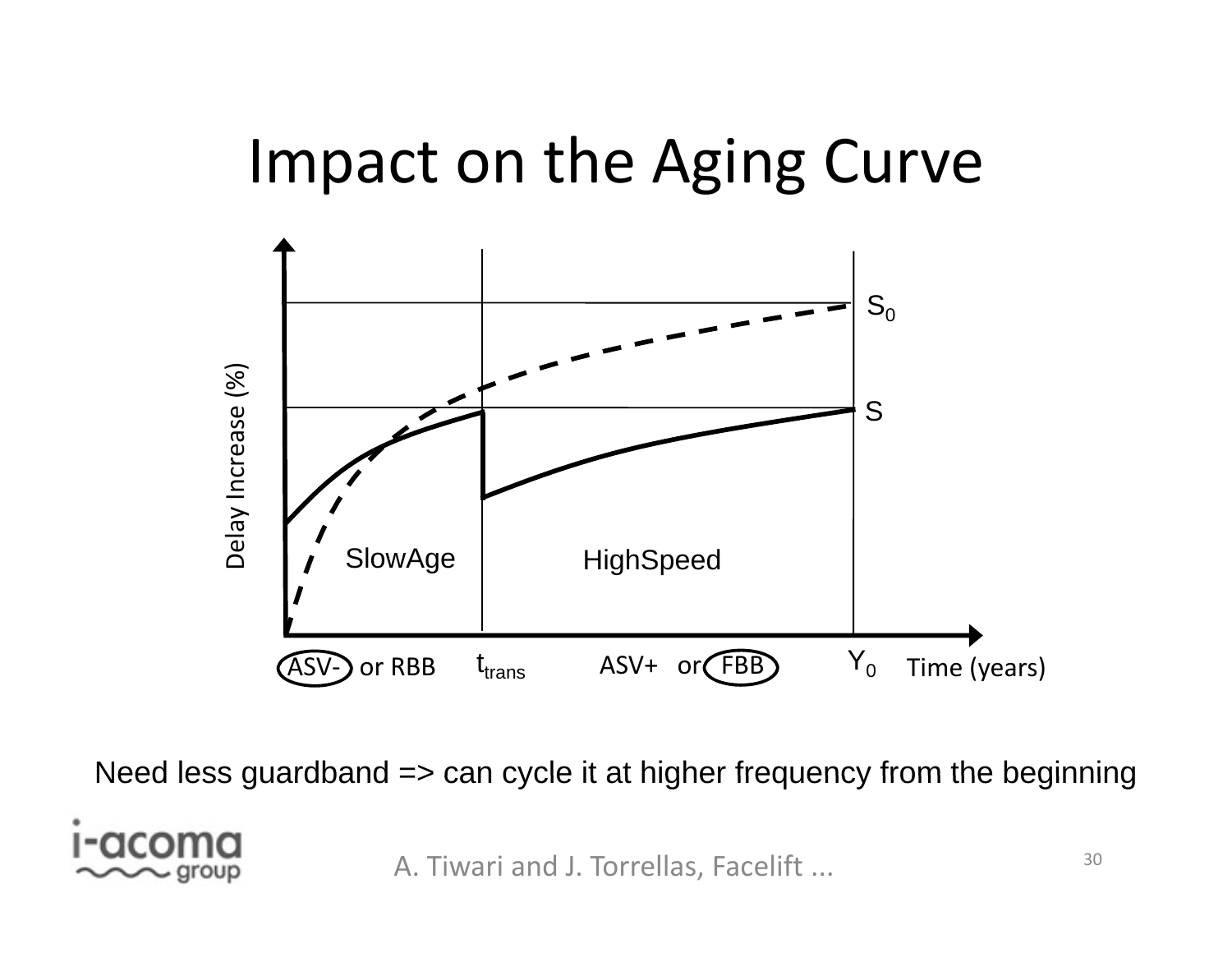# Impact on the Aging Curve

Delay Increase (%)

$S_0$

S

SlowAge

HighSpeed

ASV- or RBB

$t_{trans}$

ASV+ or FBB

$Y_0$

Time (years)

Need less guardband => can cycle it at higher frequency from the beginning

A. Tiwari and J. Torrellas, Facelift ...